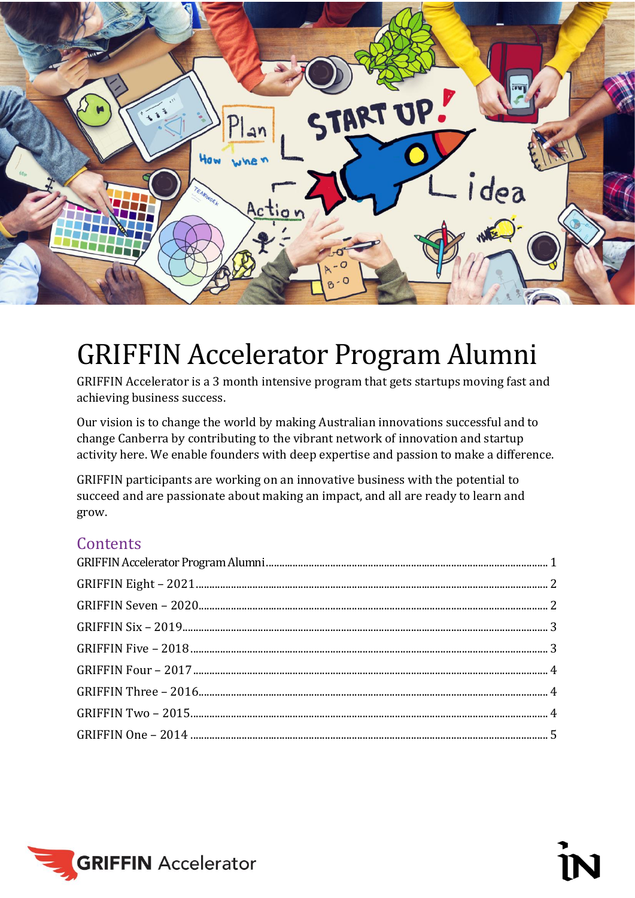# GRIFFIN Accelerator Program Alumni

GRIFFIN Accelerator is a 3 month intensive program that gets startups moving fast and achieving business success.

Our vision is to change the world by making Australian innovations successful and to change Canberra by contributing to the vibrant network of innovation and startup activity here. We enable founders with deep expertise and passion to make a difference.

GRIFFIN participants are working on an innovative business with the potential to succeed and are passionate about making an impact, and all are ready to learn and grow.

## Contents

GRIFFIN Accelerator Program Alumni ........................................ 1
GRIFFIN Eight – 2021 ........................................ 2
GRIFFIN Seven – 2020 ........................................ 2
GRIFFIN Six – 2019 ........................................ 3
GRIFFIN Five – 2018 ........................................ 3
GRIFFIN Four – 2017 ........................................ 4
GRIFFIN Three – 2016 ........................................ 4
GRIFFIN Two – 2015 ........................................ 4
GRIFFIN One – 2014 ........................................ 5

GRIFFIN Accelerator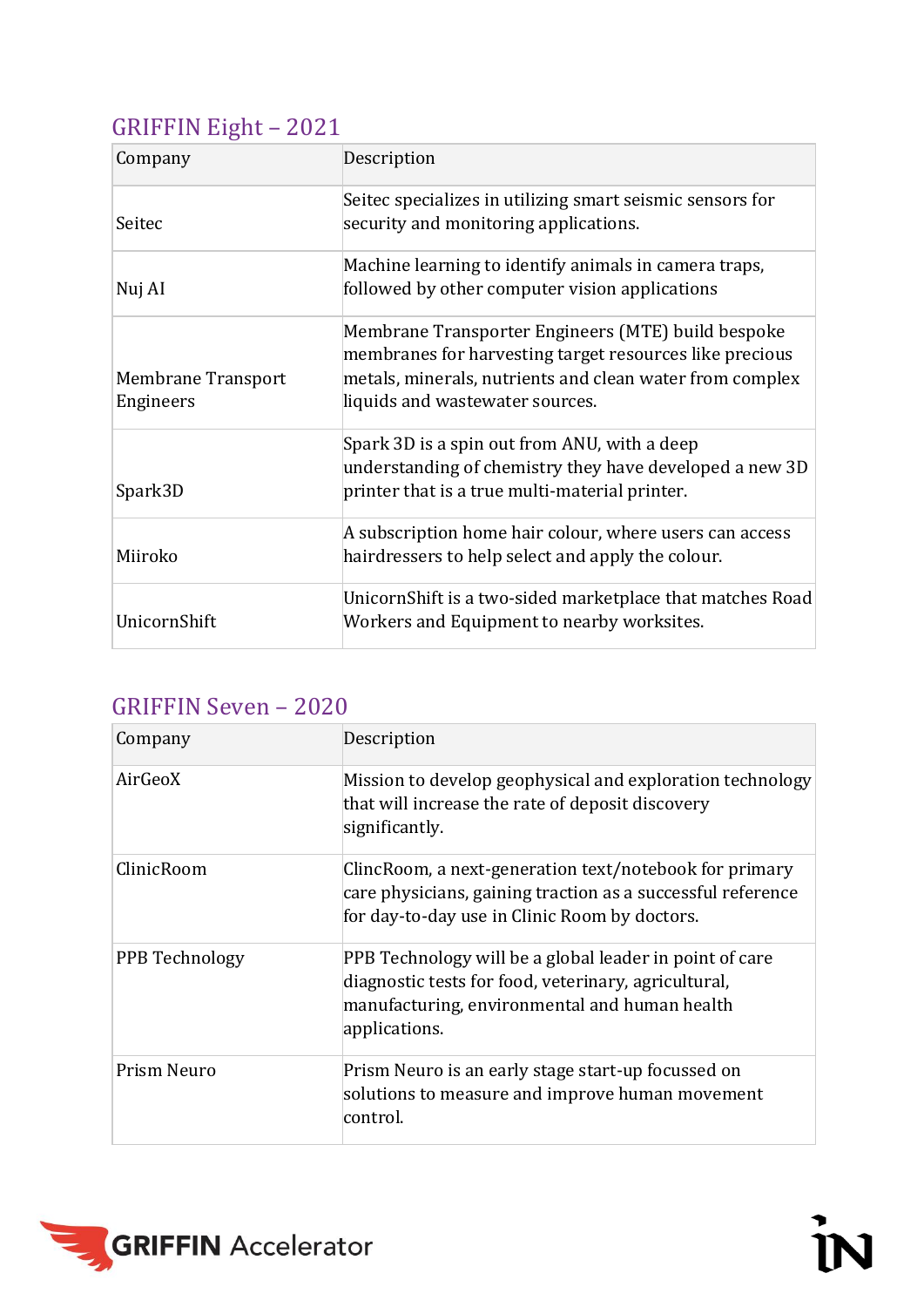## GRIFFIN Eight – 2021

| Company | Description |
|---|---|
| Seitec | Seitec specializes in utilizing smart seismic sensors for security and monitoring applications. |
| Nuj AI | Machine learning to identify animals in camera traps, followed by other computer vision applications |
| Membrane Transport Engineers | Membrane Transporter Engineers (MTE) build bespoke membranes for harvesting target resources like precious metals, minerals, nutrients and clean water from complex liquids and wastewater sources. |
| Spark3D | Spark 3D is a spin out from ANU, with a deep understanding of chemistry they have developed a new 3D printer that is a true multi-material printer. |
| Miiroko | A subscription home hair colour, where users can access hairdressers to help select and apply the colour. |
| UnicornShift | UnicornShift is a two-sided marketplace that matches Road Workers and Equipment to nearby worksites. |

## GRIFFIN Seven – 2020

| Company | Description |
|---|---|
| AirGeoX | Mission to develop geophysical and exploration technology that will increase the rate of deposit discovery significantly. |
| ClinicRoom | ClincRoom, a next-generation text/notebook for primary care physicians, gaining traction as a successful reference for day-to-day use in Clinic Room by doctors. |
| PPB Technology | PPB Technology will be a global leader in point of care diagnostic tests for food, veterinary, agricultural, manufacturing, environmental and human health applications. |
| Prism Neuro | Prism Neuro is an early stage start-up focussed on solutions to measure and improve human movement control. |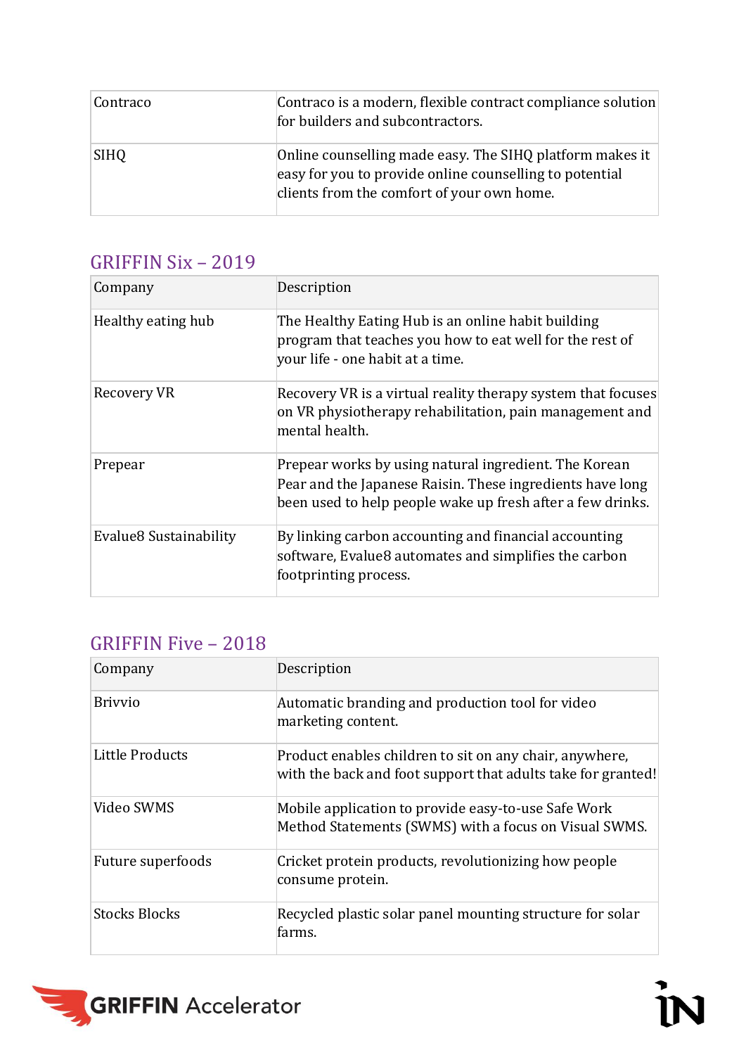| | |
|---|---|
| Contraco | Contraco is a modern, flexible contract compliance solution for builders and subcontractors. |
| SIHQ | Online counselling made easy. The SIHQ platform makes it easy for you to provide online counselling to potential clients from the comfort of your own home. |

## GRIFFIN Six – 2019

| Company | Description |
|---|---|
| Healthy eating hub | The Healthy Eating Hub is an online habit building program that teaches you how to eat well for the rest of your life - one habit at a time. |
| Recovery VR | Recovery VR is a virtual reality therapy system that focuses on VR physiotherapy rehabilitation, pain management and mental health. |
| Prepear | Prepear works by using natural ingredient. The Korean Pear and the Japanese Raisin. These ingredients have long been used to help people wake up fresh after a few drinks. |
| Evalue8 Sustainability | By linking carbon accounting and financial accounting software, Evalue8 automates and simplifies the carbon footprinting process. |

## GRIFFIN Five – 2018

| Company | Description |
|---|---|
| Brivvio | Automatic branding and production tool for video marketing content. |
| Little Products | Product enables children to sit on any chair, anywhere, with the back and foot support that adults take for granted! |
| Video SWMS | Mobile application to provide easy-to-use Safe Work Method Statements (SWMS) with a focus on Visual SWMS. |
| Future superfoods | Cricket protein products, revolutionizing how people consume protein. |
| Stocks Blocks | Recycled plastic solar panel mounting structure for solar farms. |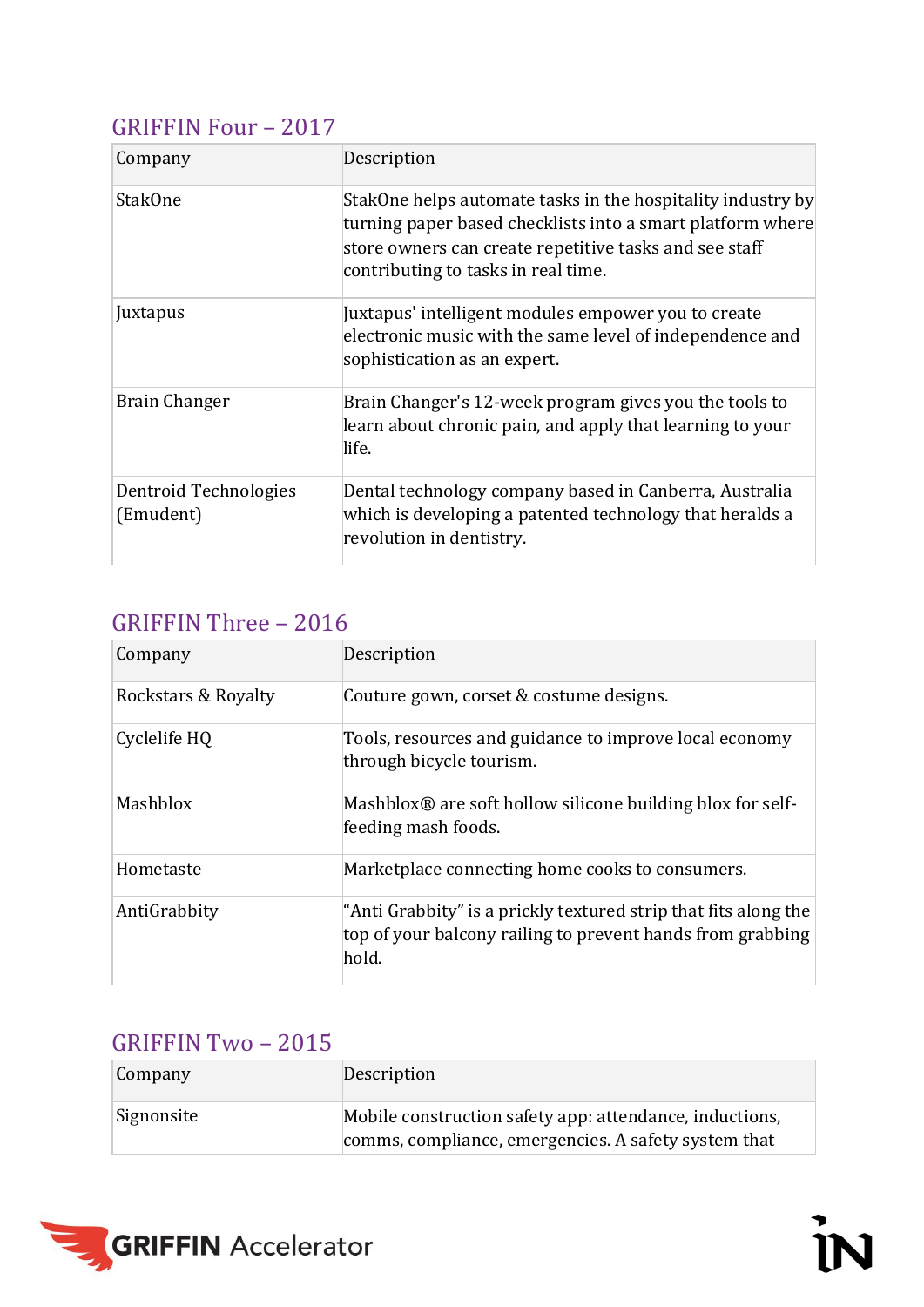## GRIFFIN Four – 2017

| Company | Description |
|---|---|
| StakOne | StakOne helps automate tasks in the hospitality industry by turning paper based checklists into a smart platform where store owners can create repetitive tasks and see staff contributing to tasks in real time. |
| Juxtapus | Juxtapus' intelligent modules empower you to create electronic music with the same level of independence and sophistication as an expert. |
| Brain Changer | Brain Changer's 12-week program gives you the tools to learn about chronic pain, and apply that learning to your life. |
| Dentroid Technologies (Emudent) | Dental technology company based in Canberra, Australia which is developing a patented technology that heralds a revolution in dentistry. |

## GRIFFIN Three – 2016

| Company | Description |
|---|---|
| Rockstars & Royalty | Couture gown, corset & costume designs. |
| Cyclelife HQ | Tools, resources and guidance to improve local economy through bicycle tourism. |
| Mashblox | Mashblox® are soft hollow silicone building blox for self-feeding mash foods. |
| Hometaste | Marketplace connecting home cooks to consumers. |
| AntiGrabbity | "Anti Grabbity" is a prickly textured strip that fits along the top of your balcony railing to prevent hands from grabbing hold. |

## GRIFFIN Two – 2015

| Company | Description |
|---|---|
| Signonsite | Mobile construction safety app: attendance, inductions, comms, compliance, emergencies. A safety system that |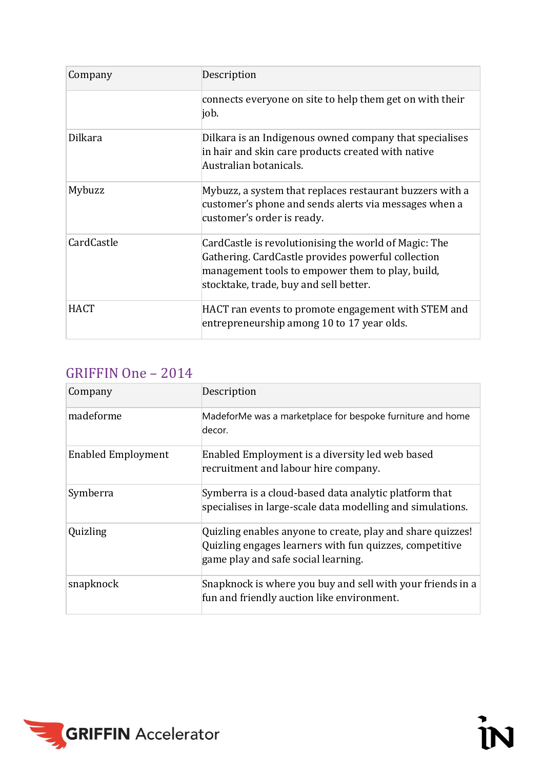| Company | Description |
|---|---|
| | connects everyone on site to help them get on with their job. |
| Dilkara | Dilkara is an Indigenous owned company that specialises in hair and skin care products created with native Australian botanicals. |
| Mybuzz | Mybuzz, a system that replaces restaurant buzzers with a customer's phone and sends alerts via messages when a customer's order is ready. |
| CardCastle | CardCastle is revolutionising the world of Magic: The Gathering. CardCastle provides powerful collection management tools to empower them to play, build, stocktake, trade, buy and sell better. |
| HACT | HACT ran events to promote engagement with STEM and entrepreneurship among 10 to 17 year olds. |

## GRIFFIN One – 2014

| Company | Description |
|---|---|
| madeforme | MadeforMe was a marketplace for bespoke furniture and home decor. |
| Enabled Employment | Enabled Employment is a diversity led web based recruitment and labour hire company. |
| Symberra | Symberra is a cloud-based data analytic platform that specialises in large-scale data modelling and simulations. |
| Quizling | Quizling enables anyone to create, play and share quizzes! Quizling engages learners with fun quizzes, competitive game play and safe social learning. |
| snapknock | Snapknock is where you buy and sell with your friends in a fun and friendly auction like environment. |